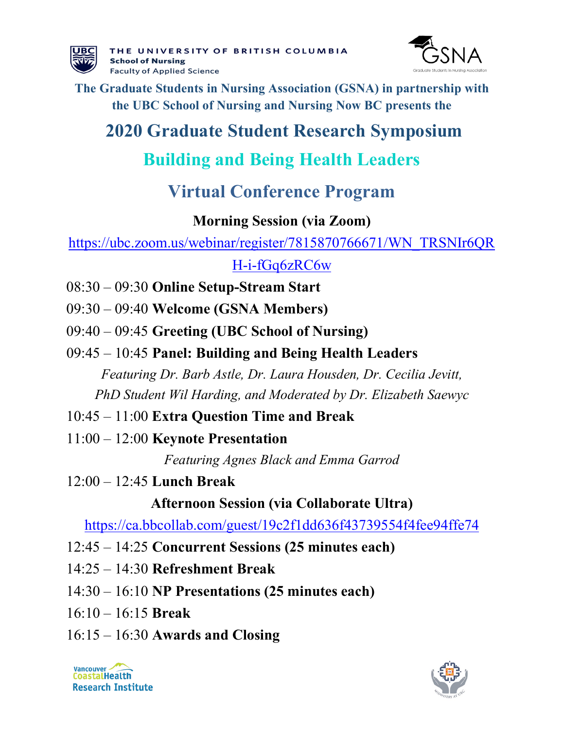THE UNIVERSITY OF BRITISH COLUMBIA
**School of Nursing**
Faculty of Applied Science

**The Graduate Students in Nursing Association (GSNA) in partnership with the UBC School of Nursing and Nursing Now BC presents the**

# 2020 Graduate Student Research Symposium

## Building and Being Health Leaders

## Virtual Conference Program

### Morning Session (via Zoom)

https://ubc.zoom.us/webinar/register/7815870766671/WN_TRSNIr6QRH-i-fGq6zRC6w

08:30 – 09:30 **Online Setup-Stream Start**

09:30 – 09:40 **Welcome (GSNA Members)**

09:40 – 09:45 **Greeting (UBC School of Nursing)**

09:45 – 10:45 **Panel: Building and Being Health Leaders**

*Featuring Dr. Barb Astle, Dr. Laura Housden, Dr. Cecilia Jevitt, PhD Student Wil Harding, and Moderated by Dr. Elizabeth Saewyc*

10:45 – 11:00 **Extra Question Time and Break**

11:00 – 12:00 **Keynote Presentation**

*Featuring Agnes Black and Emma Garrod*

12:00 – 12:45 **Lunch Break**

### Afternoon Session (via Collaborate Ultra)

https://ca.bbcollab.com/guest/19c2f1dd636f43739554f4fee94ffe74

12:45 – 14:25 **Concurrent Sessions (25 minutes each)**

14:25 – 14:30 **Refreshment Break**

14:30 – 16:10 **NP Presentations (25 minutes each)**

16:10 – 16:15 **Break**

16:15 – 16:30 **Awards and Closing**

Vancouver Coastal Health Research Institute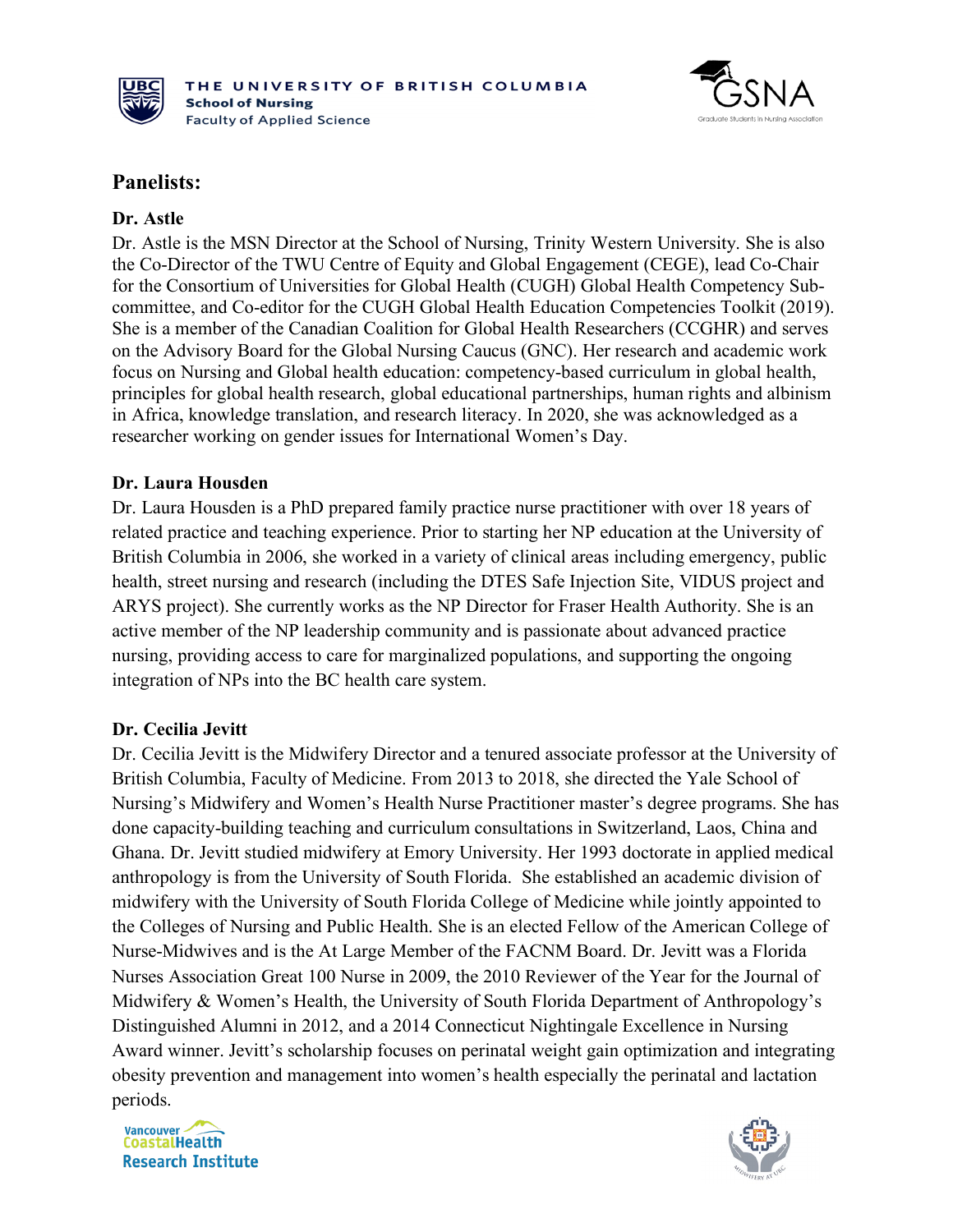## Panelists:

### Dr. Astle

Dr. Astle is the MSN Director at the School of Nursing, Trinity Western University. She is also the Co-Director of the TWU Centre of Equity and Global Engagement (CEGE), lead Co-Chair for the Consortium of Universities for Global Health (CUGH) Global Health Competency Sub-committee, and Co-editor for the CUGH Global Health Education Competencies Toolkit (2019). She is a member of the Canadian Coalition for Global Health Researchers (CCGHR) and serves on the Advisory Board for the Global Nursing Caucus (GNC). Her research and academic work focus on Nursing and Global health education: competency-based curriculum in global health, principles for global health research, global educational partnerships, human rights and albinism in Africa, knowledge translation, and research literacy. In 2020, she was acknowledged as a researcher working on gender issues for International Women's Day.

### Dr. Laura Housden

Dr. Laura Housden is a PhD prepared family practice nurse practitioner with over 18 years of related practice and teaching experience. Prior to starting her NP education at the University of British Columbia in 2006, she worked in a variety of clinical areas including emergency, public health, street nursing and research (including the DTES Safe Injection Site, VIDUS project and ARYS project). She currently works as the NP Director for Fraser Health Authority. She is an active member of the NP leadership community and is passionate about advanced practice nursing, providing access to care for marginalized populations, and supporting the ongoing integration of NPs into the BC health care system.

### Dr. Cecilia Jevitt

Dr. Cecilia Jevitt is the Midwifery Director and a tenured associate professor at the University of British Columbia, Faculty of Medicine. From 2013 to 2018, she directed the Yale School of Nursing's Midwifery and Women's Health Nurse Practitioner master's degree programs. She has done capacity-building teaching and curriculum consultations in Switzerland, Laos, China and Ghana. Dr. Jevitt studied midwifery at Emory University. Her 1993 doctorate in applied medical anthropology is from the University of South Florida. She established an academic division of midwifery with the University of South Florida College of Medicine while jointly appointed to the Colleges of Nursing and Public Health. She is an elected Fellow of the American College of Nurse-Midwives and is the At Large Member of the FACNM Board. Dr. Jevitt was a Florida Nurses Association Great 100 Nurse in 2009, the 2010 Reviewer of the Year for the Journal of Midwifery & Women's Health, the University of South Florida Department of Anthropology's Distinguished Alumni in 2012, and a 2014 Connecticut Nightingale Excellence in Nursing Award winner. Jevitt's scholarship focuses on perinatal weight gain optimization and integrating obesity prevention and management into women's health especially the perinatal and lactation periods.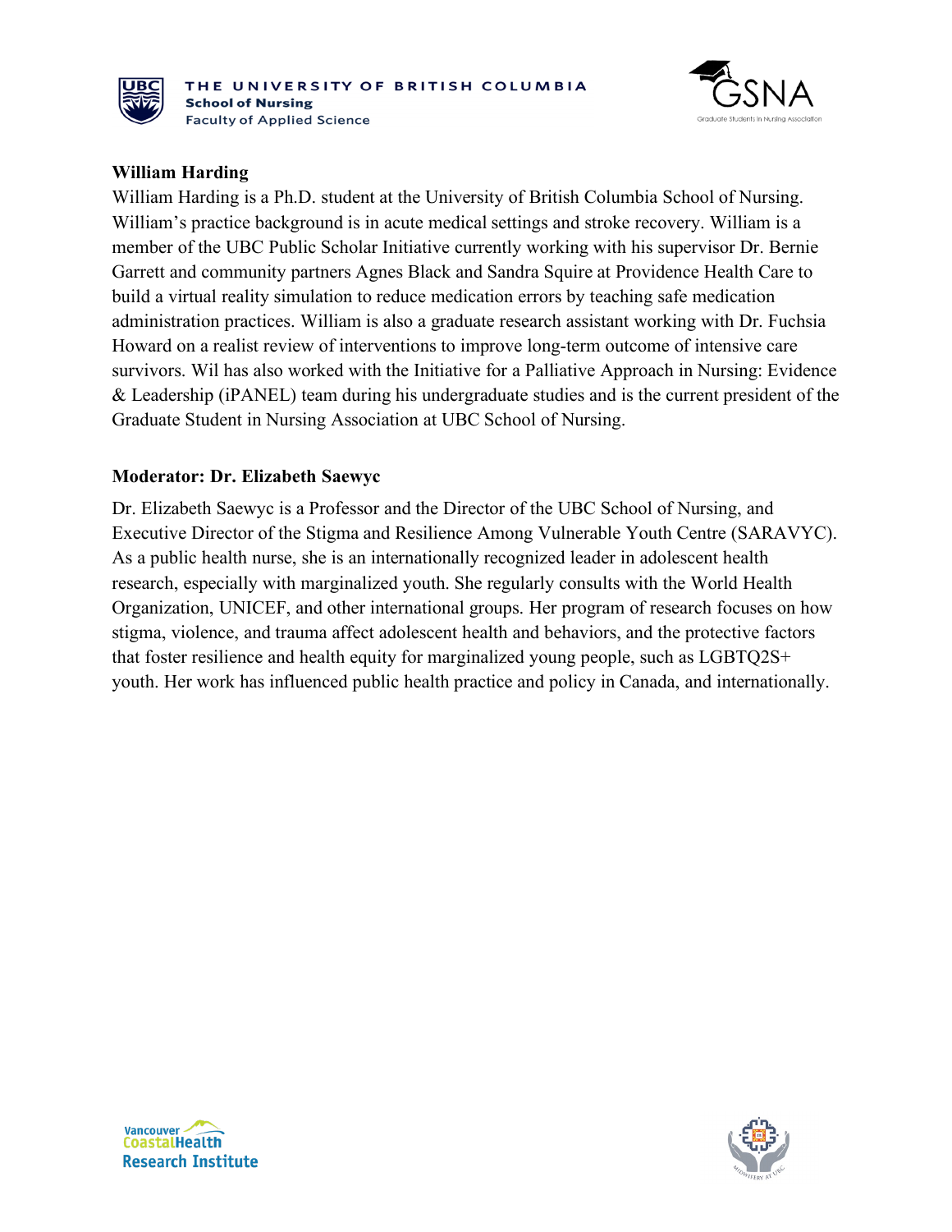**William Harding**

William Harding is a Ph.D. student at the University of British Columbia School of Nursing. William's practice background is in acute medical settings and stroke recovery. William is a member of the UBC Public Scholar Initiative currently working with his supervisor Dr. Bernie Garrett and community partners Agnes Black and Sandra Squire at Providence Health Care to build a virtual reality simulation to reduce medication errors by teaching safe medication administration practices. William is also a graduate research assistant working with Dr. Fuchsia Howard on a realist review of interventions to improve long-term outcome of intensive care survivors. Wil has also worked with the Initiative for a Palliative Approach in Nursing: Evidence & Leadership (iPANEL) team during his undergraduate studies and is the current president of the Graduate Student in Nursing Association at UBC School of Nursing.

**Moderator: Dr. Elizabeth Saewyc**

Dr. Elizabeth Saewyc is a Professor and the Director of the UBC School of Nursing, and Executive Director of the Stigma and Resilience Among Vulnerable Youth Centre (SARAVYC). As a public health nurse, she is an internationally recognized leader in adolescent health research, especially with marginalized youth. She regularly consults with the World Health Organization, UNICEF, and other international groups. Her program of research focuses on how stigma, violence, and trauma affect adolescent health and behaviors, and the protective factors that foster resilience and health equity for marginalized young people, such as LGBTQ2S+ youth. Her work has influenced public health practice and policy in Canada, and internationally.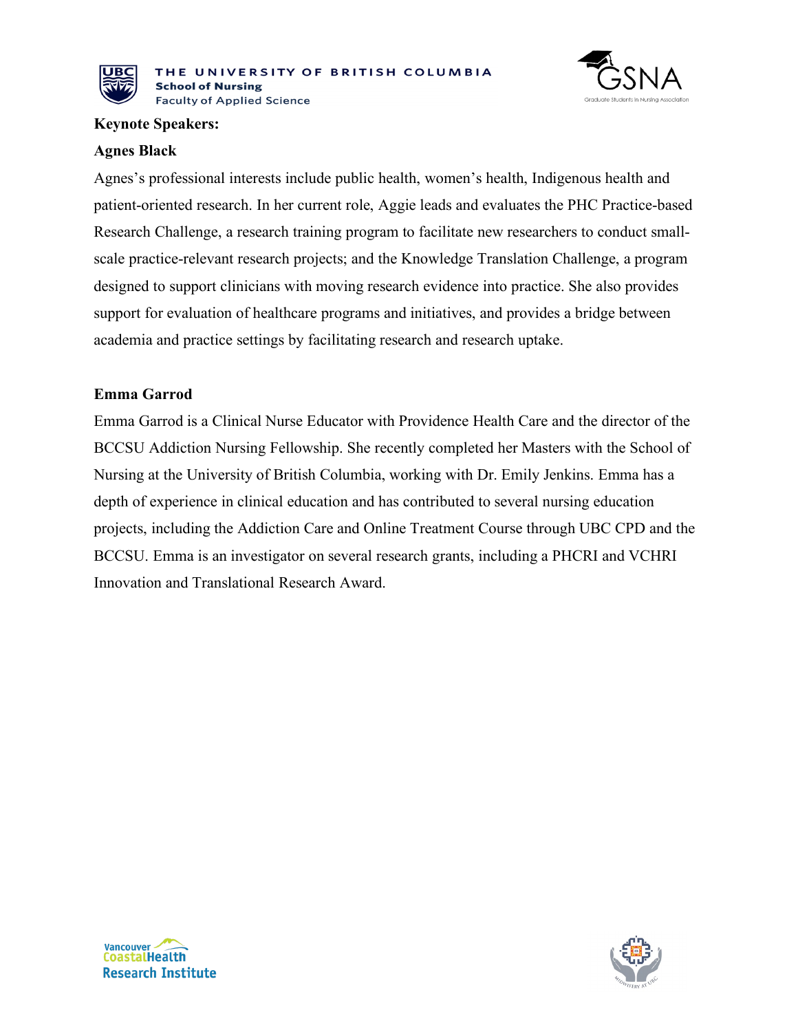**Keynote Speakers:**

**Agnes Black**

Agnes's professional interests include public health, women's health, Indigenous health and patient-oriented research. In her current role, Aggie leads and evaluates the PHC Practice-based Research Challenge, a research training program to facilitate new researchers to conduct small-scale practice-relevant research projects; and the Knowledge Translation Challenge, a program designed to support clinicians with moving research evidence into practice. She also provides support for evaluation of healthcare programs and initiatives, and provides a bridge between academia and practice settings by facilitating research and research uptake.

**Emma Garrod**

Emma Garrod is a Clinical Nurse Educator with Providence Health Care and the director of the BCCSU Addiction Nursing Fellowship. She recently completed her Masters with the School of Nursing at the University of British Columbia, working with Dr. Emily Jenkins. Emma has a depth of experience in clinical education and has contributed to several nursing education projects, including the Addiction Care and Online Treatment Course through UBC CPD and the BCCSU. Emma is an investigator on several research grants, including a PHCRI and VCHRI Innovation and Translational Research Award.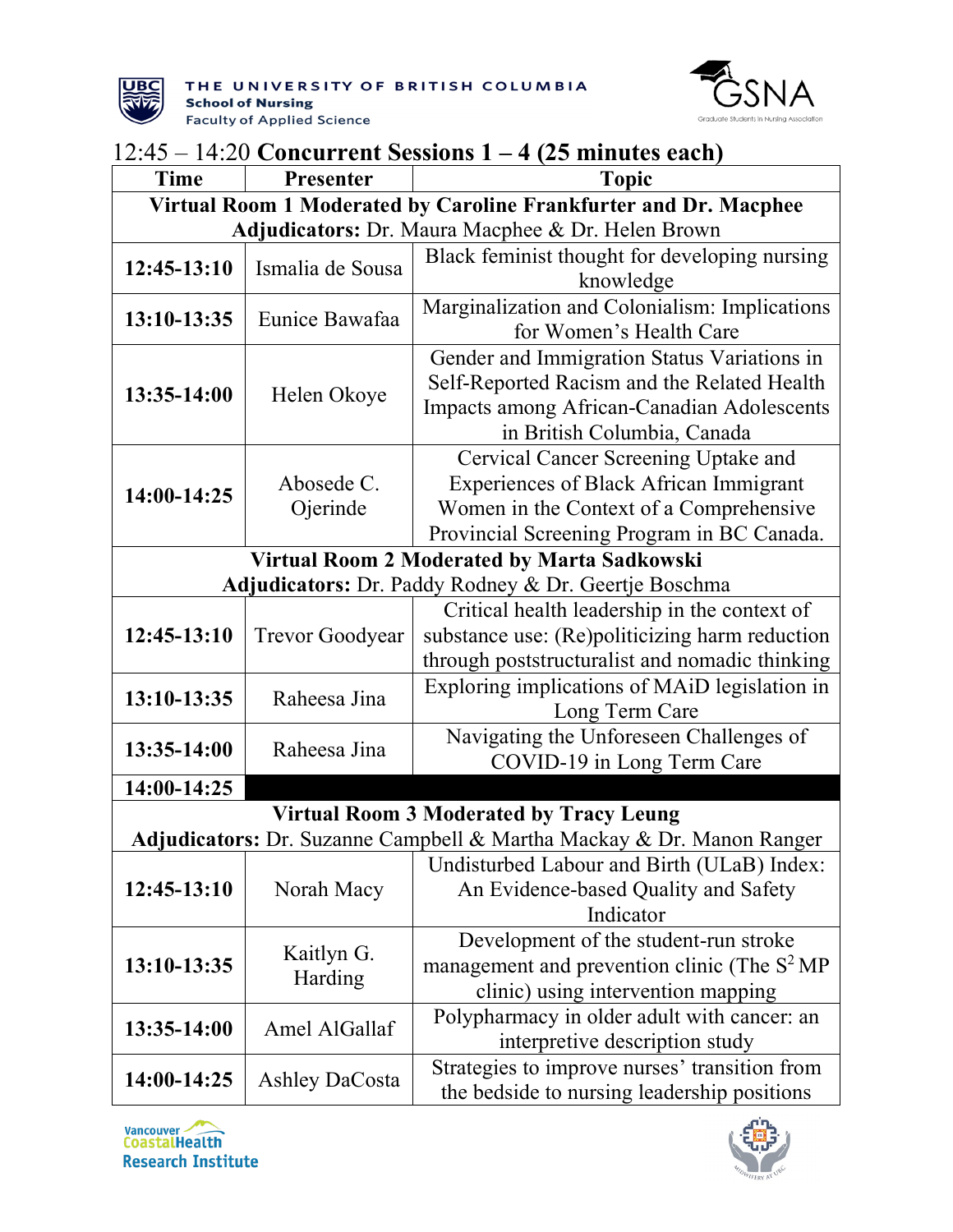## 12:45 – 14:20 **Concurrent Sessions 1 – 4 (25 minutes each)**

| Time | Presenter | Topic |
|---|---|---|
| **Virtual Room 1 Moderated by Caroline Frankfurter and Dr. Macphee**<br>**Adjudicators:** Dr. Maura Macphee & Dr. Helen Brown | | |
| **12:45-13:10** | Ismalia de Sousa | Black feminist thought for developing nursing knowledge |
| **13:10-13:35** | Eunice Bawafaa | Marginalization and Colonialism: Implications for Women's Health Care |
| **13:35-14:00** | Helen Okoye | Gender and Immigration Status Variations in Self-Reported Racism and the Related Health Impacts among African-Canadian Adolescents in British Columbia, Canada |
| **14:00-14:25** | Abosede C. Ojerinde | Cervical Cancer Screening Uptake and Experiences of Black African Immigrant Women in the Context of a Comprehensive Provincial Screening Program in BC Canada. |
| **Virtual Room 2 Moderated by Marta Sadkowski**<br>**Adjudicators:** Dr. Paddy Rodney & Dr. Geertje Boschma | | |
| **12:45-13:10** | Trevor Goodyear | Critical health leadership in the context of substance use: (Re)politicizing harm reduction through poststructuralist and nomadic thinking |
| **13:10-13:35** | Raheesa Jina | Exploring implications of MAiD legislation in Long Term Care |
| **13:35-14:00** | Raheesa Jina | Navigating the Unforeseen Challenges of COVID-19 in Long Term Care |
| **14:00-14:25** | | |
| **Virtual Room 3 Moderated by Tracy Leung**<br>**Adjudicators:** Dr. Suzanne Campbell & Martha Mackay & Dr. Manon Ranger | | |
| **12:45-13:10** | Norah Macy | Undisturbed Labour and Birth (ULaB) Index: An Evidence-based Quality and Safety Indicator |
| **13:10-13:35** | Kaitlyn G. Harding | Development of the student-run stroke management and prevention clinic (The $S^2$ MP clinic) using intervention mapping |
| **13:35-14:00** | Amel AlGallaf | Polypharmacy in older adult with cancer: an interpretive description study |
| **14:00-14:25** | Ashley DaCosta | Strategies to improve nurses' transition from the bedside to nursing leadership positions |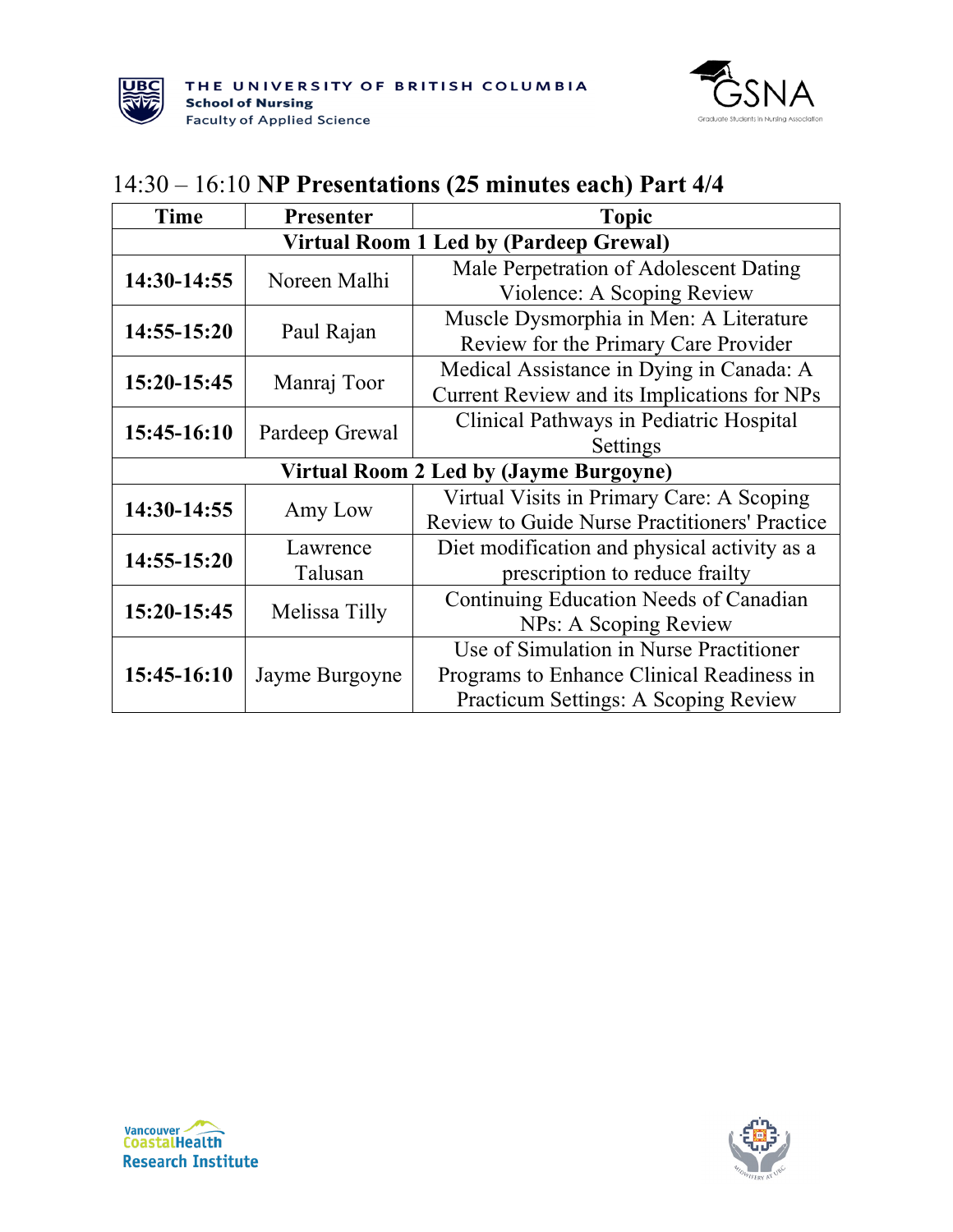## 14:30 – 16:10 **NP Presentations (25 minutes each) Part 4/4**

| Time | Presenter | Topic |
| --- | --- | --- |
| **Virtual Room 1 Led by (Pardeep Grewal)** | | |
| **14:30-14:55** | Noreen Malhi | Male Perpetration of Adolescent Dating Violence: A Scoping Review |
| **14:55-15:20** | Paul Rajan | Muscle Dysmorphia in Men: A Literature Review for the Primary Care Provider |
| **15:20-15:45** | Manraj Toor | Medical Assistance in Dying in Canada: A Current Review and its Implications for NPs |
| **15:45-16:10** | Pardeep Grewal | Clinical Pathways in Pediatric Hospital Settings |
| **Virtual Room 2 Led by (Jayme Burgoyne)** | | |
| **14:30-14:55** | Amy Low | Virtual Visits in Primary Care: A Scoping Review to Guide Nurse Practitioners' Practice |
| **14:55-15:20** | Lawrence Talusan | Diet modification and physical activity as a prescription to reduce frailty |
| **15:20-15:45** | Melissa Tilly | Continuing Education Needs of Canadian NPs: A Scoping Review |
| **15:45-16:10** | Jayme Burgoyne | Use of Simulation in Nurse Practitioner Programs to Enhance Clinical Readiness in Practicum Settings: A Scoping Review |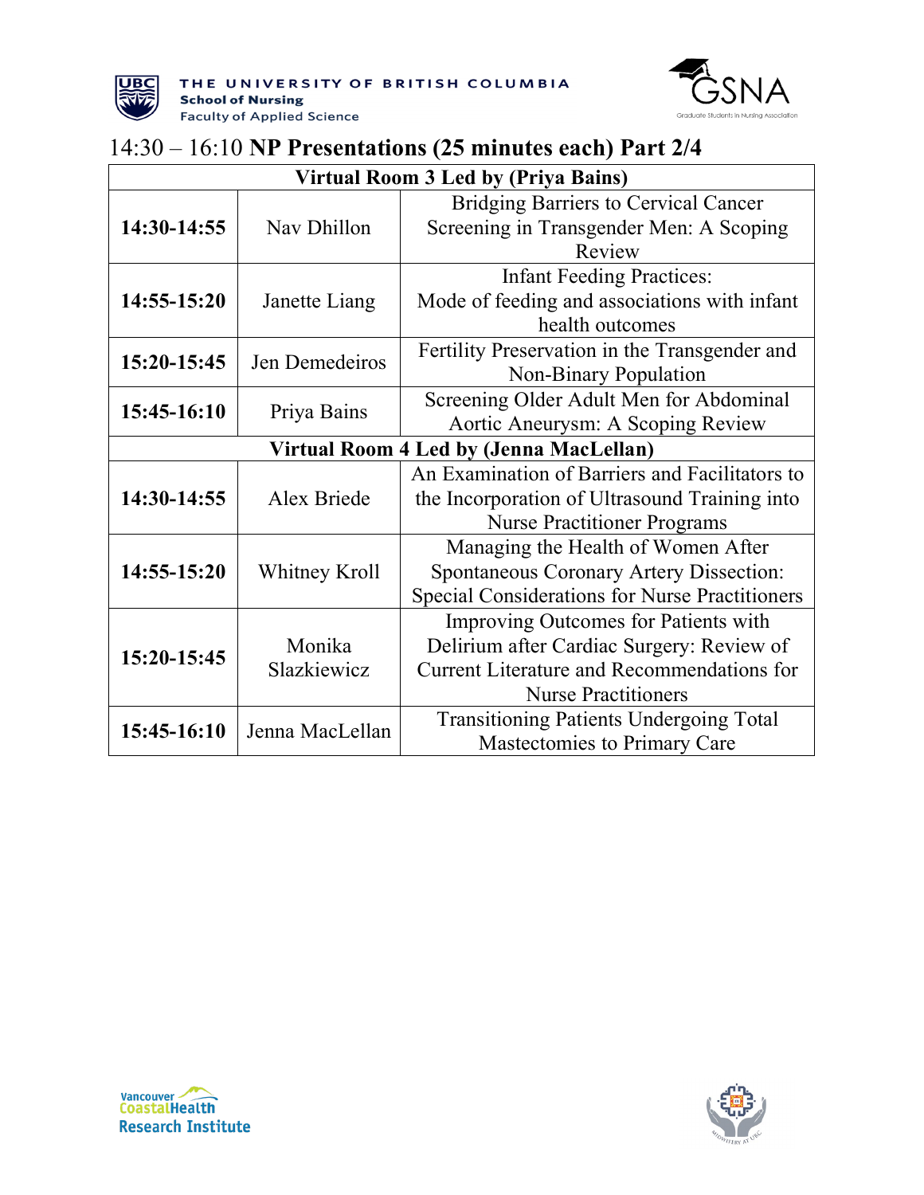## 14:30 – 16:10 **NP Presentations (25 minutes each) Part 2/4**

| **Virtual Room 3 Led by (Priya Bains)** | | |
|---|---|---|
| **14:30-14:55** | Nav Dhillon | Bridging Barriers to Cervical Cancer Screening in Transgender Men: A Scoping Review |
| **14:55-15:20** | Janette Liang | Infant Feeding Practices: Mode of feeding and associations with infant health outcomes |
| **15:20-15:45** | Jen Demedeiros | Fertility Preservation in the Transgender and Non-Binary Population |
| **15:45-16:10** | Priya Bains | Screening Older Adult Men for Abdominal Aortic Aneurysm: A Scoping Review |
| **Virtual Room 4 Led by (Jenna MacLellan)** | | |
| **14:30-14:55** | Alex Briede | An Examination of Barriers and Facilitators to the Incorporation of Ultrasound Training into Nurse Practitioner Programs |
| **14:55-15:20** | Whitney Kroll | Managing the Health of Women After Spontaneous Coronary Artery Dissection: Special Considerations for Nurse Practitioners |
| **15:20-15:45** | Monika Slazkiewicz | Improving Outcomes for Patients with Delirium after Cardiac Surgery: Review of Current Literature and Recommendations for Nurse Practitioners |
| **15:45-16:10** | Jenna MacLellan | Transitioning Patients Undergoing Total Mastectomies to Primary Care |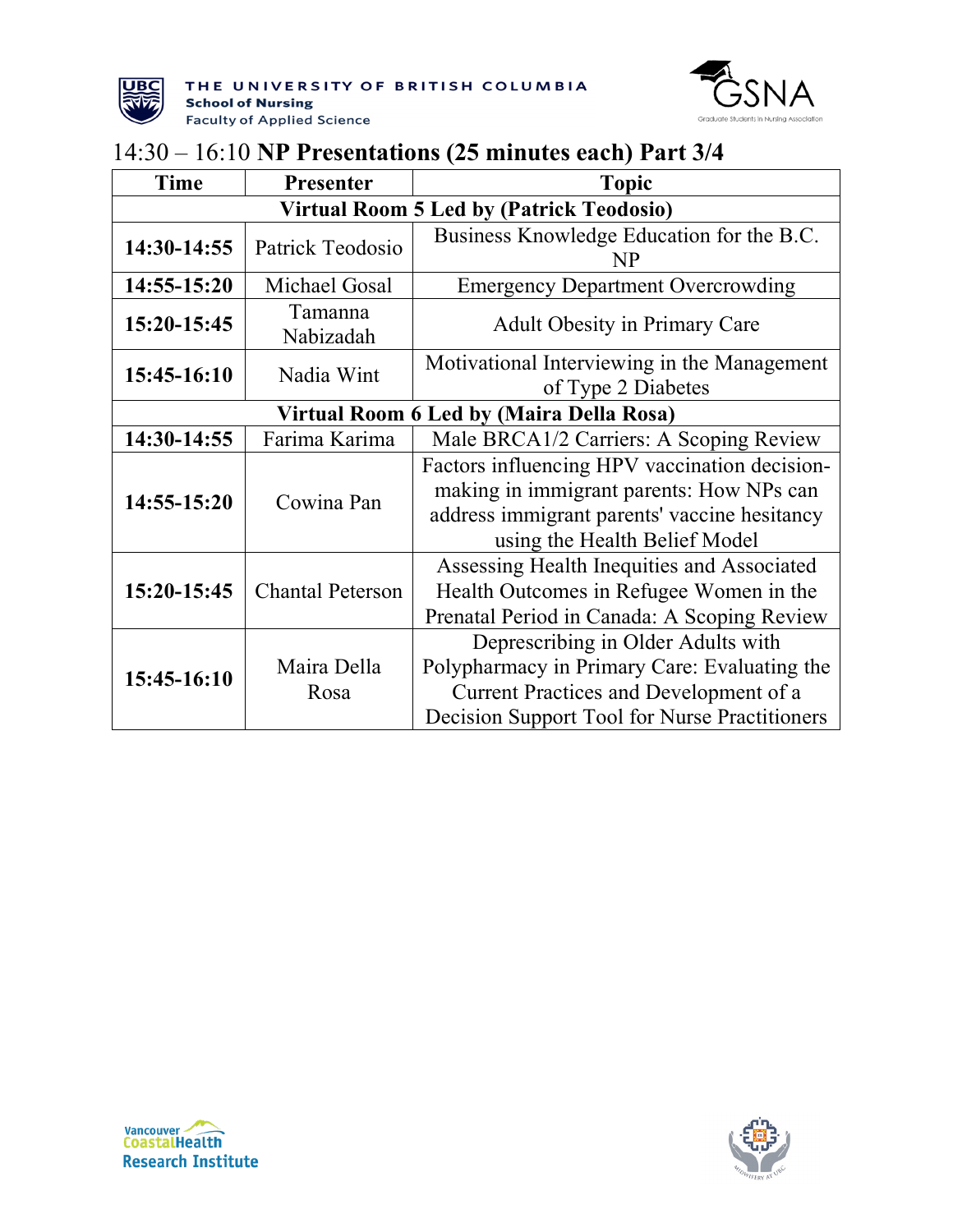THE UNIVERSITY OF BRITISH COLUMBIA
School of Nursing
Faculty of Applied Science

## 14:30 – 16:10 **NP Presentations (25 minutes each) Part 3/4**

| Time | Presenter | Topic |
|---|---|---|
| **Virtual Room 5 Led by (Patrick Teodosio)** | | |
| **14:30-14:55** | Patrick Teodosio | Business Knowledge Education for the B.C. NP |
| **14:55-15:20** | Michael Gosal | Emergency Department Overcrowding |
| **15:20-15:45** | Tamanna Nabizadah | Adult Obesity in Primary Care |
| **15:45-16:10** | Nadia Wint | Motivational Interviewing in the Management of Type 2 Diabetes |
| **Virtual Room 6 Led by (Maira Della Rosa)** | | |
| **14:30-14:55** | Farima Karima | Male BRCA1/2 Carriers: A Scoping Review |
| **14:55-15:20** | Cowina Pan | Factors influencing HPV vaccination decision-making in immigrant parents: How NPs can address immigrant parents' vaccine hesitancy using the Health Belief Model |
| **15:20-15:45** | Chantal Peterson | Assessing Health Inequities and Associated Health Outcomes in Refugee Women in the Prenatal Period in Canada: A Scoping Review |
| **15:45-16:10** | Maira Della Rosa | Deprescribing in Older Adults with Polypharmacy in Primary Care: Evaluating the Current Practices and Development of a Decision Support Tool for Nurse Practitioners |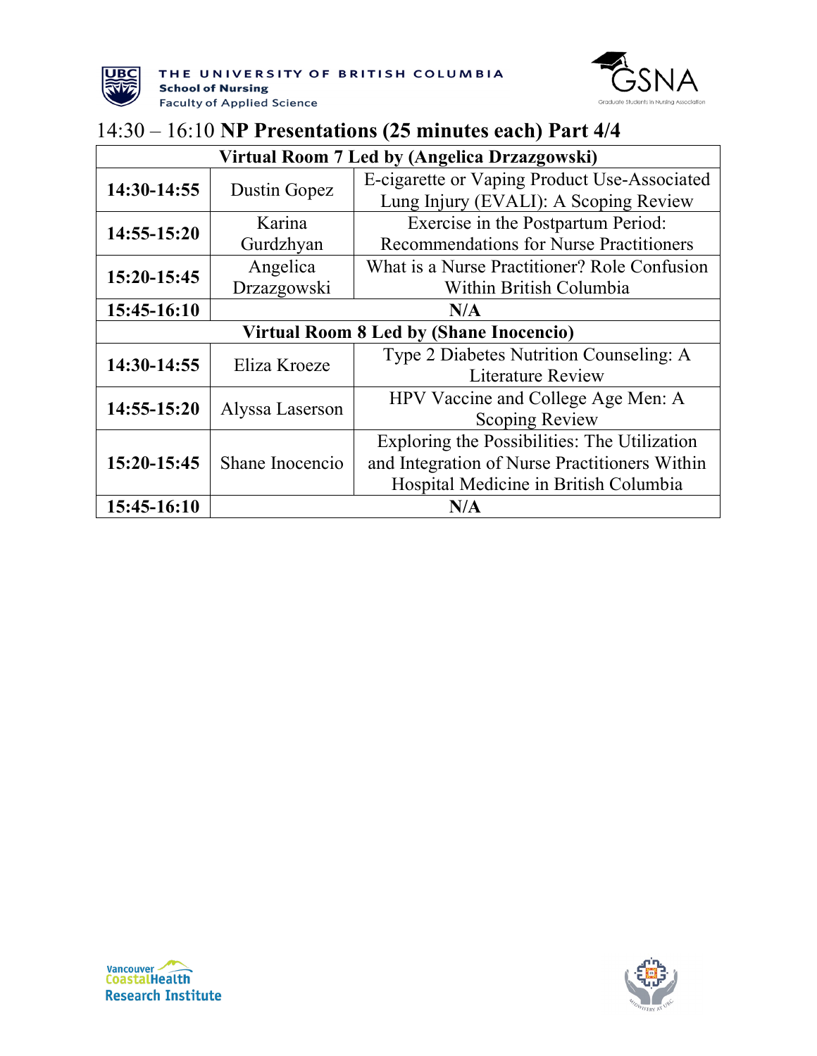# 14:30 – 16:10 **NP Presentations (25 minutes each) Part 4/4**

| **Virtual Room 7 Led by (Angelica Drzazgowski)** | | |
|---|---|---|
| **14:30-14:55** | Dustin Gopez | E-cigarette or Vaping Product Use-Associated Lung Injury (EVALI): A Scoping Review |
| **14:55-15:20** | Karina Gurdzhyan | Exercise in the Postpartum Period: Recommendations for Nurse Practitioners |
| **15:20-15:45** | Angelica Drzazgowski | What is a Nurse Practitioner? Role Confusion Within British Columbia |
| **15:45-16:10** | **N/A** | |
| **Virtual Room 8 Led by (Shane Inocencio)** | | |
| **14:30-14:55** | Eliza Kroeze | Type 2 Diabetes Nutrition Counseling: A Literature Review |
| **14:55-15:20** | Alyssa Laserson | HPV Vaccine and College Age Men: A Scoping Review |
| **15:20-15:45** | Shane Inocencio | Exploring the Possibilities: The Utilization and Integration of Nurse Practitioners Within Hospital Medicine in British Columbia |
| **15:45-16:10** | **N/A** | |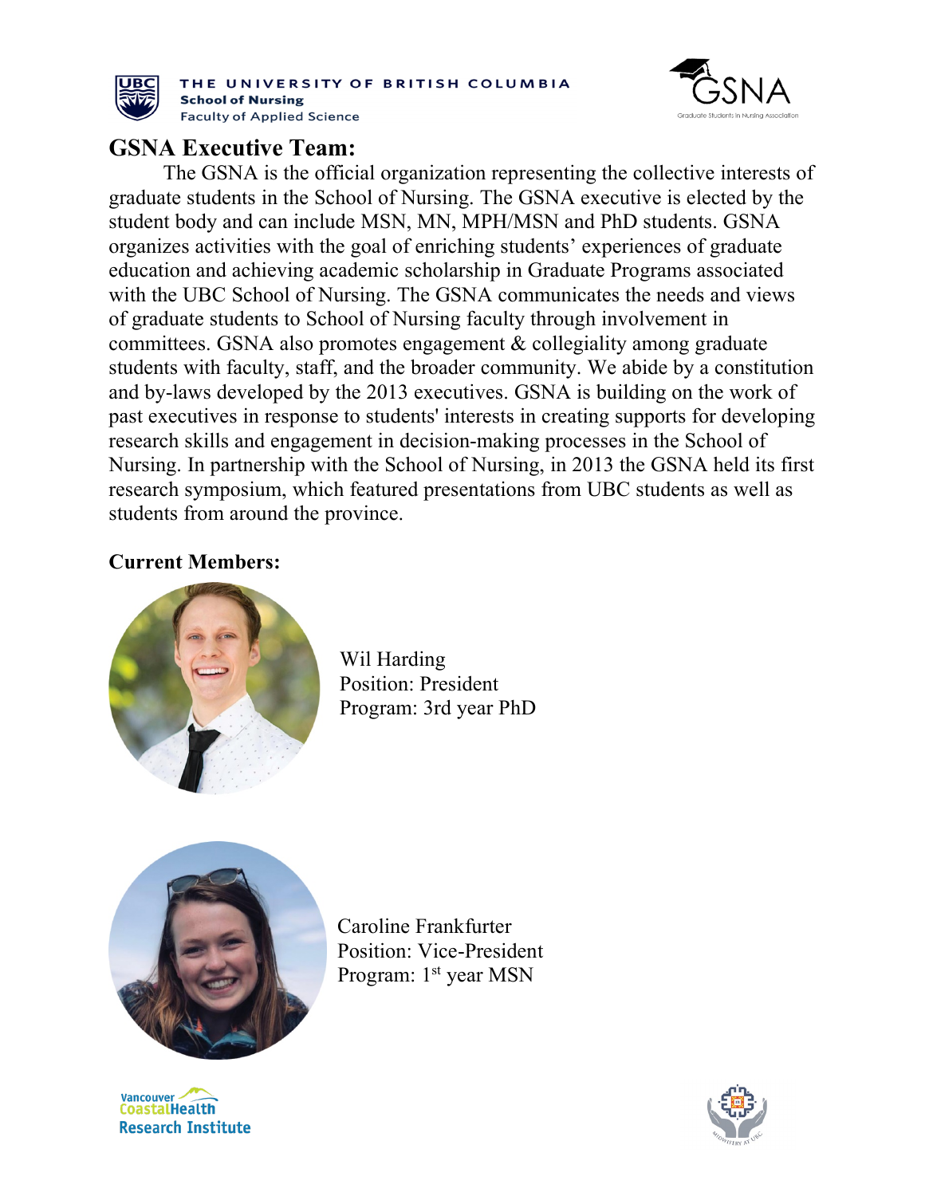## GSNA Executive Team:

The GSNA is the official organization representing the collective interests of graduate students in the School of Nursing. The GSNA executive is elected by the student body and can include MSN, MN, MPH/MSN and PhD students. GSNA organizes activities with the goal of enriching students' experiences of graduate education and achieving academic scholarship in Graduate Programs associated with the UBC School of Nursing. The GSNA communicates the needs and views of graduate students to School of Nursing faculty through involvement in committees. GSNA also promotes engagement & collegiality among graduate students with faculty, staff, and the broader community. We abide by a constitution and by-laws developed by the 2013 executives. GSNA is building on the work of past executives in response to students' interests in creating supports for developing research skills and engagement in decision-making processes in the School of Nursing. In partnership with the School of Nursing, in 2013 the GSNA held its first research symposium, which featured presentations from UBC students as well as students from around the province.

**Current Members:**

Wil Harding
Position: President
Program: 3rd year PhD

Caroline Frankfurter
Position: Vice-President
Program: 1st year MSN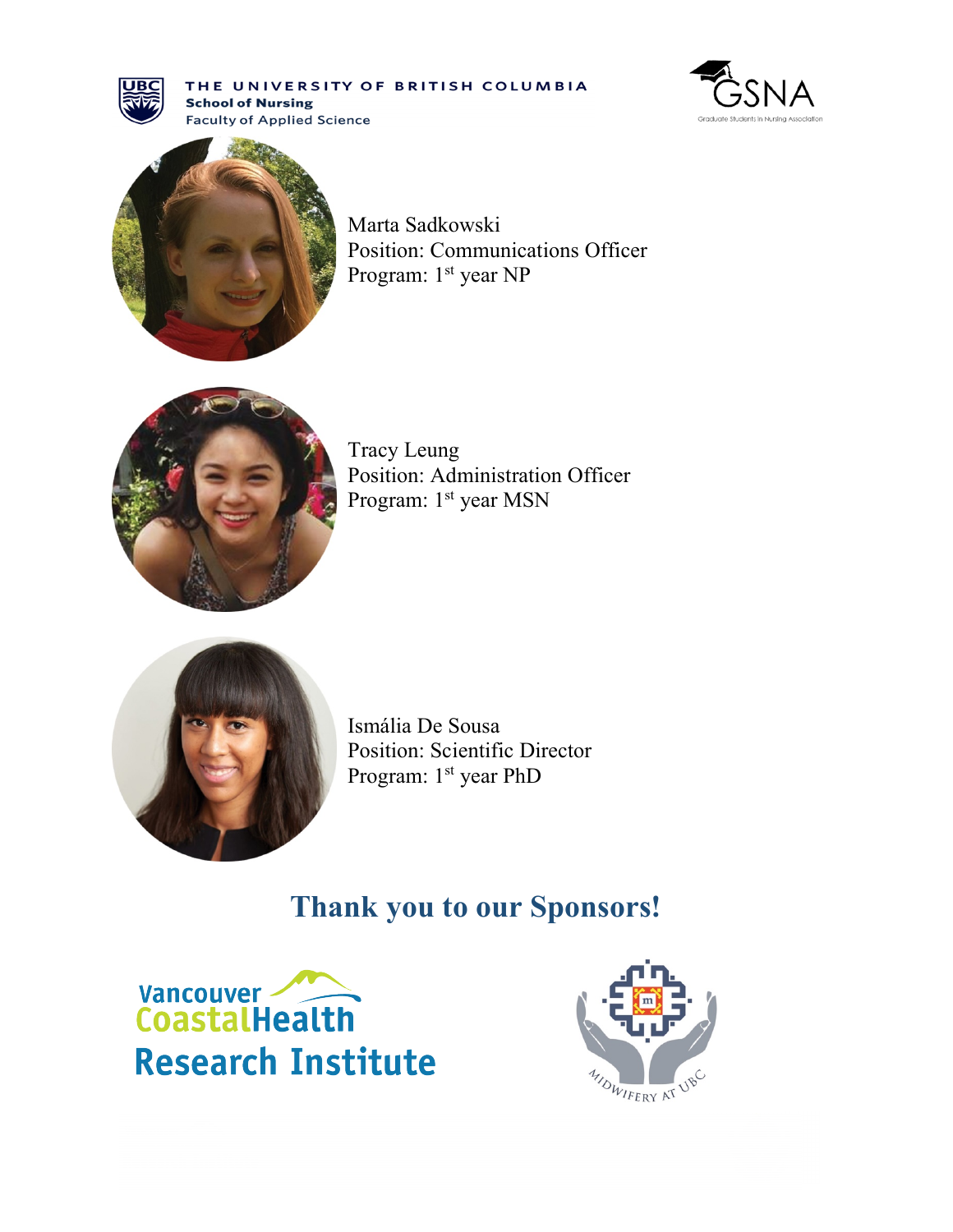Marta Sadkowski
Position: Communications Officer
Program: 1st year NP

Tracy Leung
Position: Administration Officer
Program: 1st year MSN

Ismália De Sousa
Position: Scientific Director
Program: 1st year PhD

## Thank you to our Sponsors!

Vancouver Coastal Health Research Institute

Midwifery at UBC